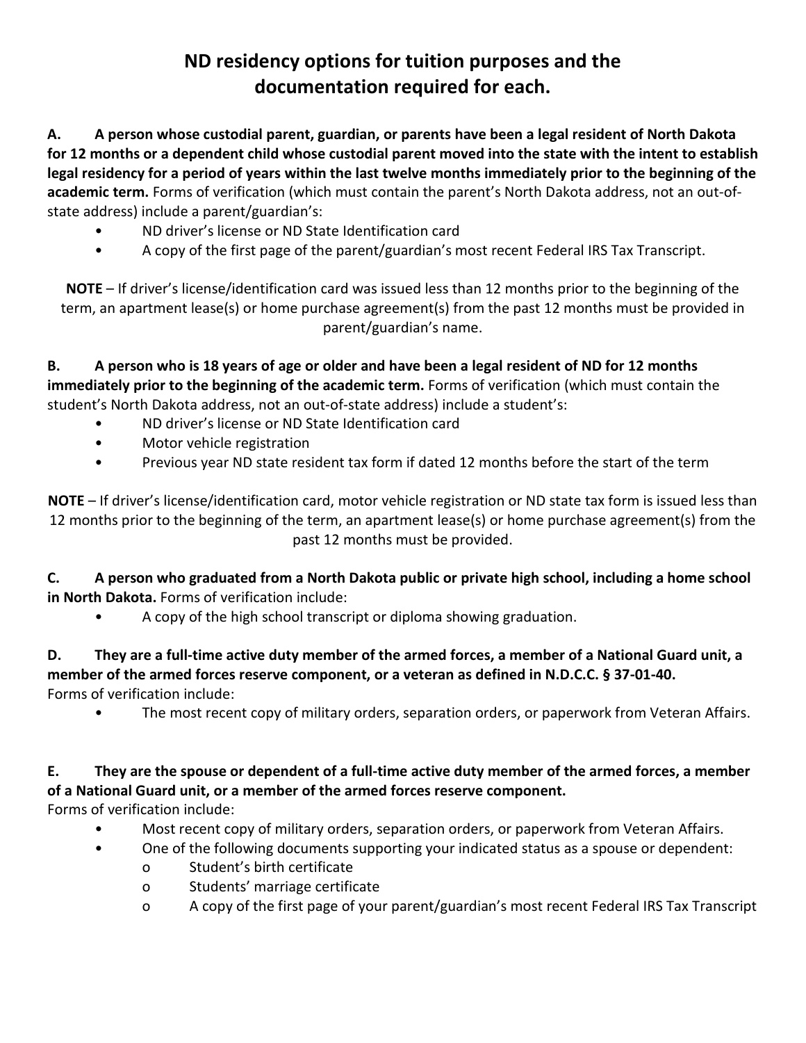# ND residency options for tuition purposes and the documentation required for each.

**A. A person whose custodial parent, guardian, or parents have been a legal resident of North Dakota for 12 months or a dependent child whose custodial parent moved into the state with the intent to establish legal residency for a period of years within the last twelve months immediately prior to the beginning of the academic term.** Forms of verification (which must contain the parent's North Dakota address, not an out-of-state address) include a parent/guardian's:

- ND driver's license or ND State Identification card
- A copy of the first page of the parent/guardian's most recent Federal IRS Tax Transcript.

**NOTE** – If driver's license/identification card was issued less than 12 months prior to the beginning of the term, an apartment lease(s) or home purchase agreement(s) from the past 12 months must be provided in parent/guardian's name.

**B. A person who is 18 years of age or older and have been a legal resident of ND for 12 months immediately prior to the beginning of the academic term.** Forms of verification (which must contain the student's North Dakota address, not an out-of-state address) include a student's:

- ND driver's license or ND State Identification card
- Motor vehicle registration
- Previous year ND state resident tax form if dated 12 months before the start of the term

**NOTE** – If driver's license/identification card, motor vehicle registration or ND state tax form is issued less than 12 months prior to the beginning of the term, an apartment lease(s) or home purchase agreement(s) from the past 12 months must be provided.

**C. A person who graduated from a North Dakota public or private high school, including a home school in North Dakota.** Forms of verification include:

- A copy of the high school transcript or diploma showing graduation.

**D. They are a full-time active duty member of the armed forces, a member of a National Guard unit, a member of the armed forces reserve component, or a veteran as defined in N.D.C.C. § 37-01-40.**
Forms of verification include:

- The most recent copy of military orders, separation orders, or paperwork from Veteran Affairs.

**E. They are the spouse or dependent of a full-time active duty member of the armed forces, a member of a National Guard unit, or a member of the armed forces reserve component.**
Forms of verification include:

- Most recent copy of military orders, separation orders, or paperwork from Veteran Affairs.
- One of the following documents supporting your indicated status as a spouse or dependent:
  - Student's birth certificate
  - Students' marriage certificate
  - A copy of the first page of your parent/guardian's most recent Federal IRS Tax Transcript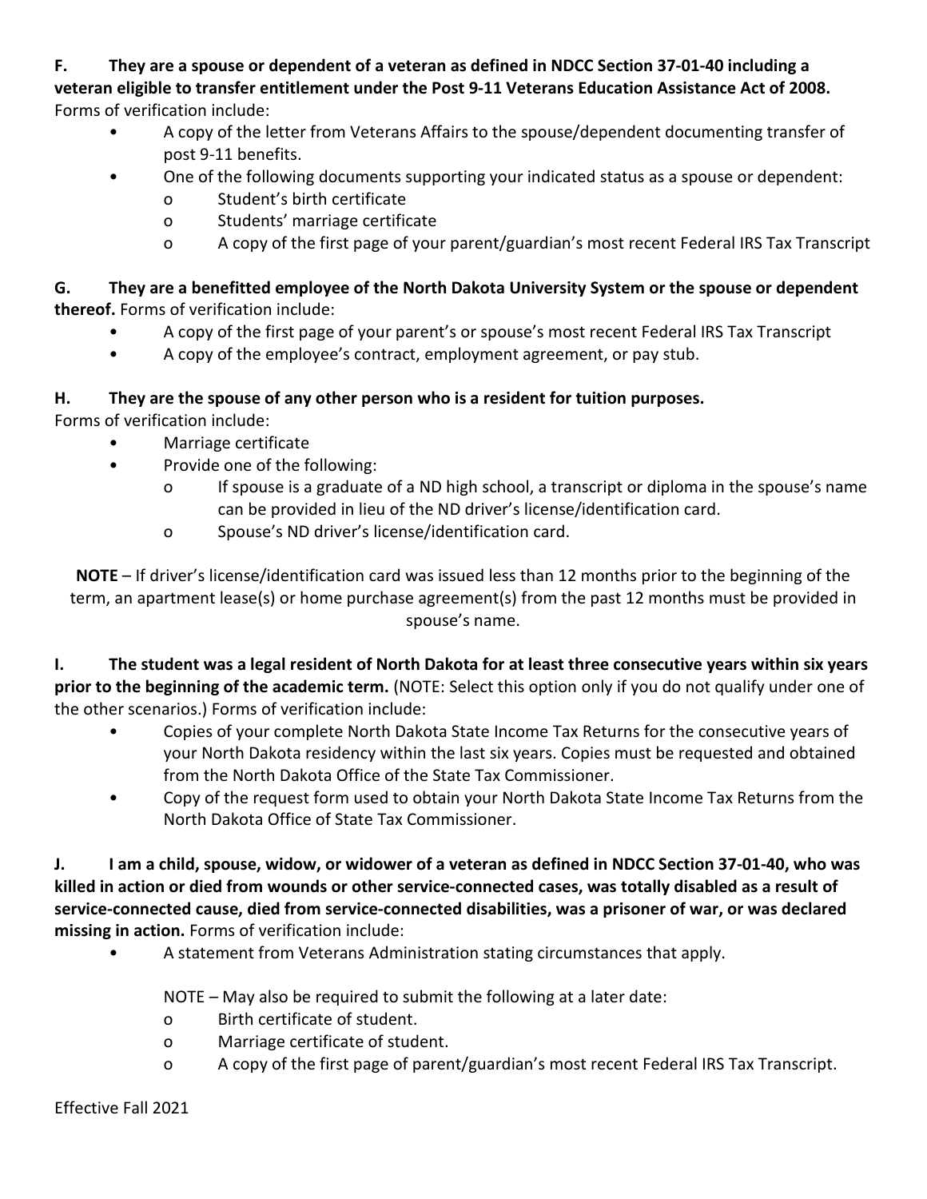**F. They are a spouse or dependent of a veteran as defined in NDCC Section 37-01-40 including a veteran eligible to transfer entitlement under the Post 9-11 Veterans Education Assistance Act of 2008.** Forms of verification include:

- A copy of the letter from Veterans Affairs to the spouse/dependent documenting transfer of post 9-11 benefits.
- One of the following documents supporting your indicated status as a spouse or dependent:
  - Student's birth certificate
  - Students' marriage certificate
  - A copy of the first page of your parent/guardian's most recent Federal IRS Tax Transcript

**G. They are a benefitted employee of the North Dakota University System or the spouse or dependent thereof.** Forms of verification include:

- A copy of the first page of your parent's or spouse's most recent Federal IRS Tax Transcript
- A copy of the employee's contract, employment agreement, or pay stub.

**H. They are the spouse of any other person who is a resident for tuition purposes.**
Forms of verification include:

- Marriage certificate
- Provide one of the following:
  - If spouse is a graduate of a ND high school, a transcript or diploma in the spouse's name can be provided in lieu of the ND driver's license/identification card.
  - Spouse's ND driver's license/identification card.

**NOTE** – If driver's license/identification card was issued less than 12 months prior to the beginning of the term, an apartment lease(s) or home purchase agreement(s) from the past 12 months must be provided in spouse's name.

**I. The student was a legal resident of North Dakota for at least three consecutive years within six years prior to the beginning of the academic term.** (NOTE: Select this option only if you do not qualify under one of the other scenarios.) Forms of verification include:

- Copies of your complete North Dakota State Income Tax Returns for the consecutive years of your North Dakota residency within the last six years. Copies must be requested and obtained from the North Dakota Office of the State Tax Commissioner.
- Copy of the request form used to obtain your North Dakota State Income Tax Returns from the North Dakota Office of State Tax Commissioner.

**J. I am a child, spouse, widow, or widower of a veteran as defined in NDCC Section 37-01-40, who was killed in action or died from wounds or other service-connected cases, was totally disabled as a result of service-connected cause, died from service-connected disabilities, was a prisoner of war, or was declared missing in action.** Forms of verification include:

- A statement from Veterans Administration stating circumstances that apply.

  NOTE – May also be required to submit the following at a later date:
  - Birth certificate of student.
  - Marriage certificate of student.
  - A copy of the first page of parent/guardian's most recent Federal IRS Tax Transcript.

Effective Fall 2021